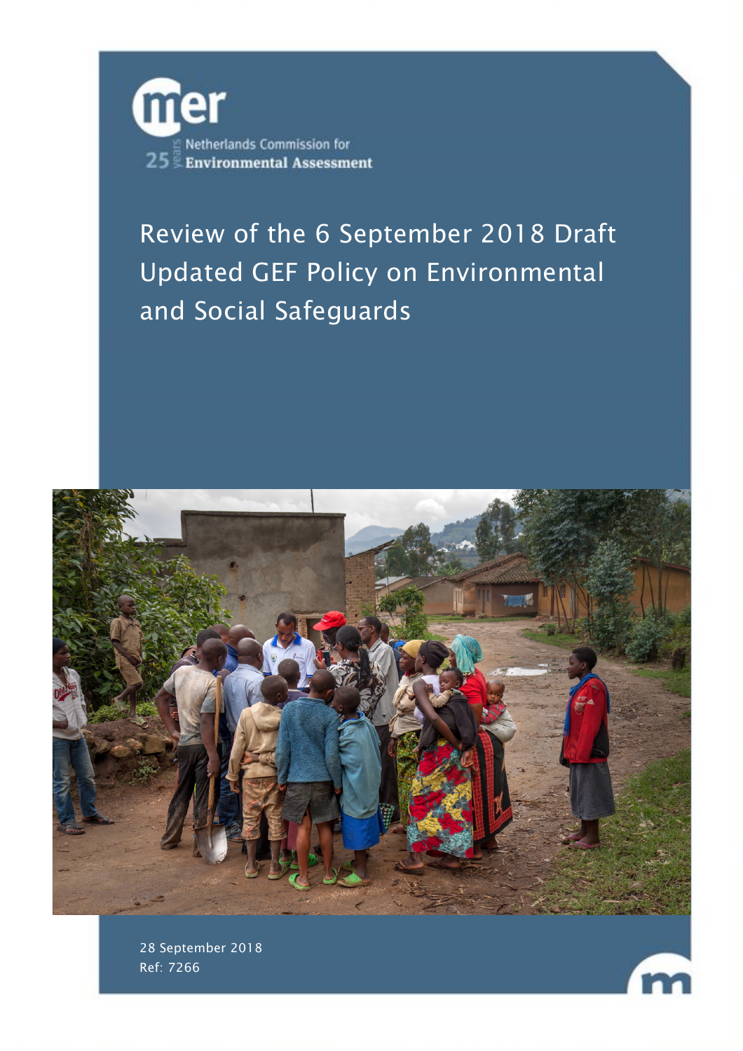Netherlands Commission for Environmental Assessment

# Review of the 6 September 2018 Draft Updated GEF Policy on Environmental and Social Safeguards

28 September 2018

Ref: 7266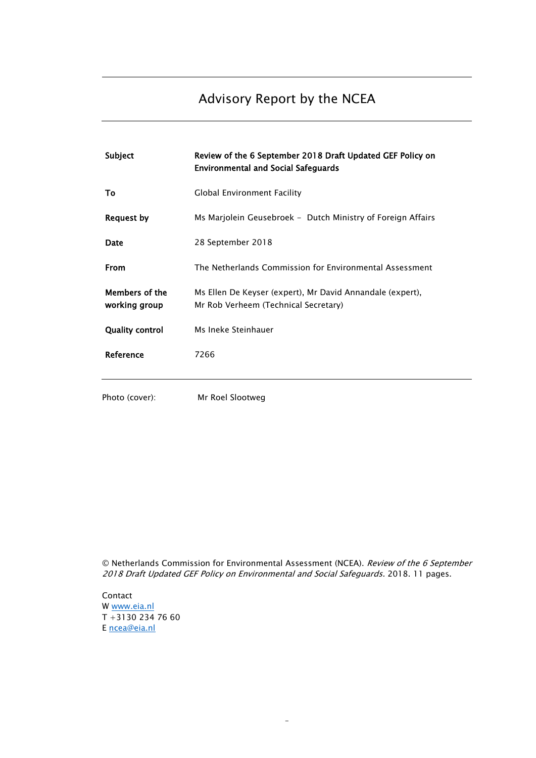# Advisory Report by the NCEA

| | |
|---|---|
| **Subject** | **Review of the 6 September 2018 Draft Updated GEF Policy on Environmental and Social Safeguards** |
| **To** | Global Environment Facility |
| **Request by** | Ms Marjolein Geusebroek – Dutch Ministry of Foreign Affairs |
| **Date** | 28 September 2018 |
| **From** | The Netherlands Commission for Environmental Assessment |
| **Members of the working group** | Ms Ellen De Keyser (expert), Mr David Annandale (expert), Mr Rob Verheem (Technical Secretary) |
| **Quality control** | Ms Ineke Steinhauer |
| **Reference** | 7266 |

Photo (cover): Mr Roel Slootweg

© Netherlands Commission for Environmental Assessment (NCEA). *Review of the 6 September 2018 Draft Updated GEF Policy on Environmental and Social Safeguards.* 2018. 11 pages.

Contact
W www.eia.nl
T +3130 234 76 60
E ncea@eia.nl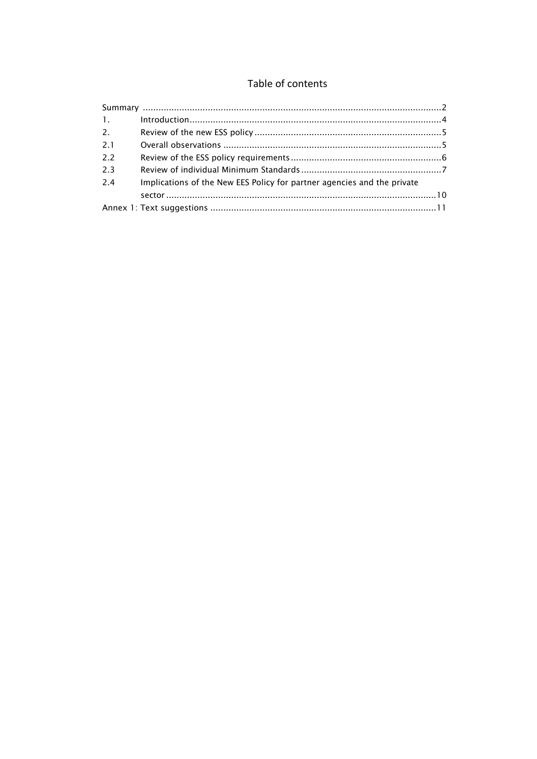# Table of contents

| | | |
|---|---|---|
| Summary | | 2 |
| 1. | Introduction | 4 |
| 2. | Review of the new ESS policy | 5 |
| 2.1 | Overall observations | 5 |
| 2.2 | Review of the ESS policy requirements | 6 |
| 2.3 | Review of individual Minimum Standards | 7 |
| 2.4 | Implications of the New EES Policy for partner agencies and the private sector | 10 |
| Annex 1: Text suggestions | | 11 |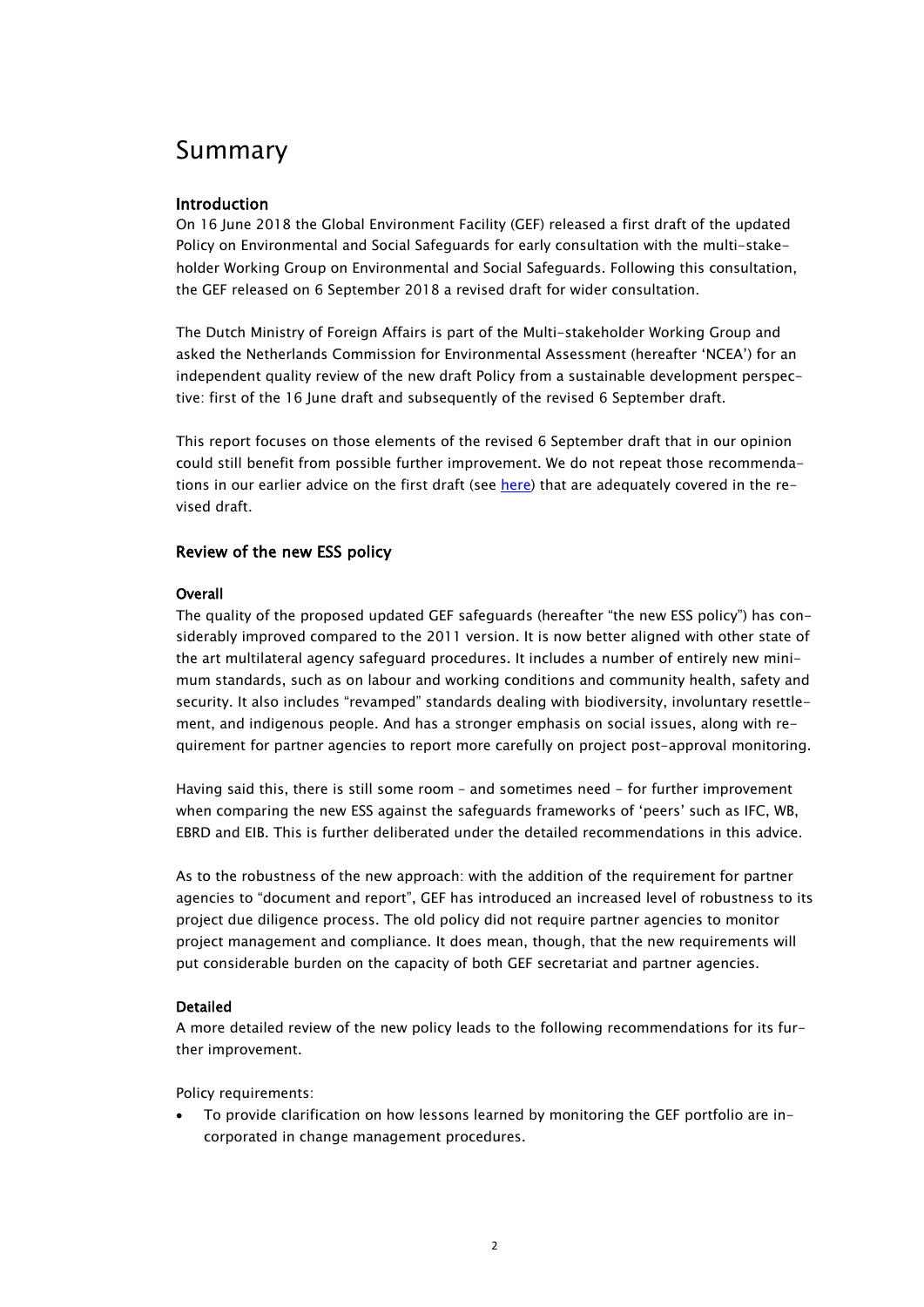# Summary

## Introduction

On 16 June 2018 the Global Environment Facility (GEF) released a first draft of the updated Policy on Environmental and Social Safeguards for early consultation with the multi-stakeholder Working Group on Environmental and Social Safeguards. Following this consultation, the GEF released on 6 September 2018 a revised draft for wider consultation.

The Dutch Ministry of Foreign Affairs is part of the Multi-stakeholder Working Group and asked the Netherlands Commission for Environmental Assessment (hereafter 'NCEA') for an independent quality review of the new draft Policy from a sustainable development perspective: first of the 16 June draft and subsequently of the revised 6 September draft.

This report focuses on those elements of the revised 6 September draft that in our opinion could still benefit from possible further improvement. We do not repeat those recommendations in our earlier advice on the first draft (see here) that are adequately covered in the revised draft.

## Review of the new ESS policy

### Overall

The quality of the proposed updated GEF safeguards (hereafter "the new ESS policy") has considerably improved compared to the 2011 version. It is now better aligned with other state of the art multilateral agency safeguard procedures. It includes a number of entirely new minimum standards, such as on labour and working conditions and community health, safety and security. It also includes "revamped" standards dealing with biodiversity, involuntary resettlement, and indigenous people. And has a stronger emphasis on social issues, along with requirement for partner agencies to report more carefully on project post-approval monitoring.

Having said this, there is still some room – and sometimes need – for further improvement when comparing the new ESS against the safeguards frameworks of 'peers' such as IFC, WB, EBRD and EIB. This is further deliberated under the detailed recommendations in this advice.

As to the robustness of the new approach: with the addition of the requirement for partner agencies to "document and report", GEF has introduced an increased level of robustness to its project due diligence process. The old policy did not require partner agencies to monitor project management and compliance. It does mean, though, that the new requirements will put considerable burden on the capacity of both GEF secretariat and partner agencies.

### Detailed

A more detailed review of the new policy leads to the following recommendations for its further improvement.

Policy requirements:

- To provide clarification on how lessons learned by monitoring the GEF portfolio are incorporated in change management procedures.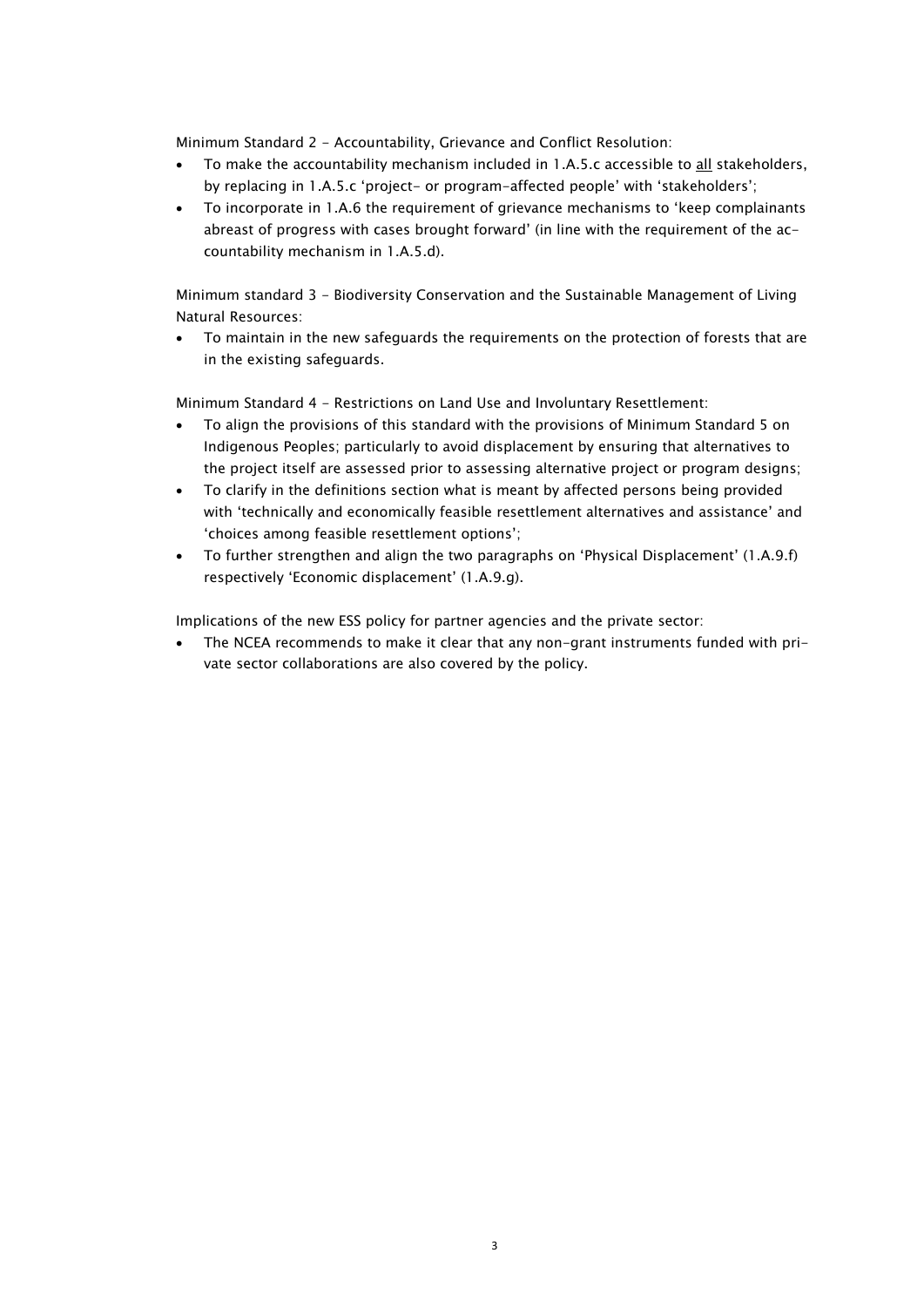Minimum Standard 2 - Accountability, Grievance and Conflict Resolution:

- To make the accountability mechanism included in 1.A.5.c accessible to <u>all</u> stakeholders, by replacing in 1.A.5.c 'project- or program-affected people' with 'stakeholders';
- To incorporate in 1.A.6 the requirement of grievance mechanisms to 'keep complainants abreast of progress with cases brought forward' (in line with the requirement of the accountability mechanism in 1.A.5.d).

Minimum standard 3 - Biodiversity Conservation and the Sustainable Management of Living Natural Resources:

- To maintain in the new safeguards the requirements on the protection of forests that are in the existing safeguards.

Minimum Standard 4 - Restrictions on Land Use and Involuntary Resettlement:

- To align the provisions of this standard with the provisions of Minimum Standard 5 on Indigenous Peoples; particularly to avoid displacement by ensuring that alternatives to the project itself are assessed prior to assessing alternative project or program designs;
- To clarify in the definitions section what is meant by affected persons being provided with 'technically and economically feasible resettlement alternatives and assistance' and 'choices among feasible resettlement options';
- To further strengthen and align the two paragraphs on 'Physical Displacement' (1.A.9.f) respectively 'Economic displacement' (1.A.9.g).

Implications of the new ESS policy for partner agencies and the private sector:

- The NCEA recommends to make it clear that any non-grant instruments funded with private sector collaborations are also covered by the policy.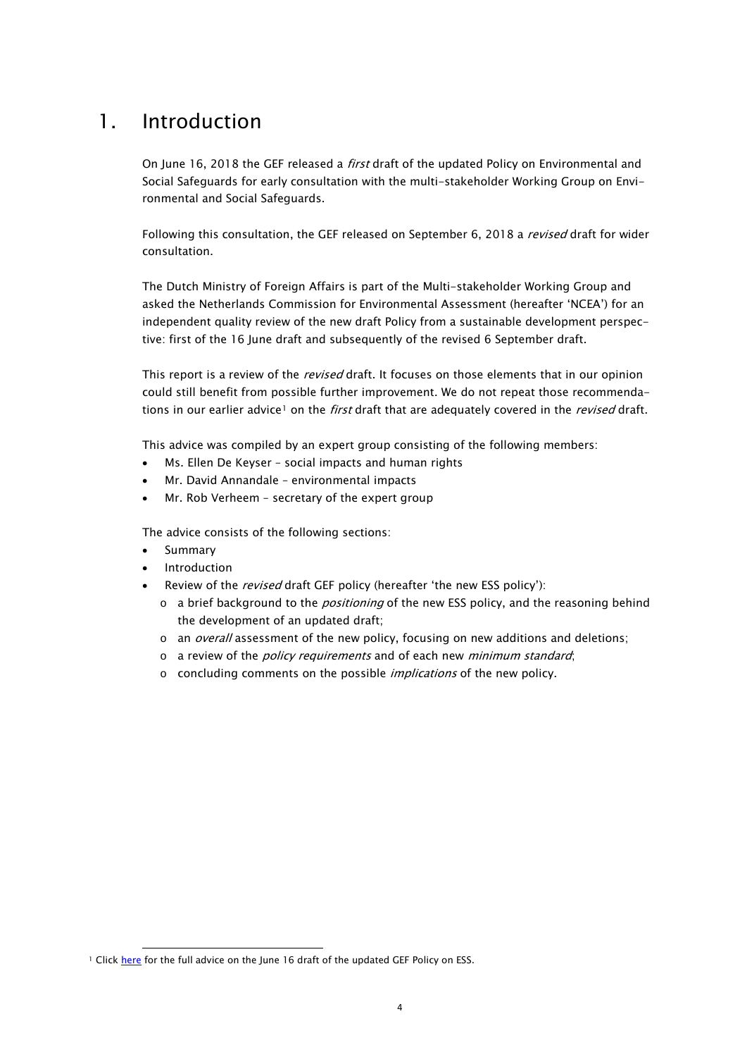# 1. Introduction

On June 16, 2018 the GEF released a *first* draft of the updated Policy on Environmental and Social Safeguards for early consultation with the multi-stakeholder Working Group on Environmental and Social Safeguards.

Following this consultation, the GEF released on September 6, 2018 a *revised* draft for wider consultation.

The Dutch Ministry of Foreign Affairs is part of the Multi-stakeholder Working Group and asked the Netherlands Commission for Environmental Assessment (hereafter 'NCEA') for an independent quality review of the new draft Policy from a sustainable development perspective: first of the 16 June draft and subsequently of the revised 6 September draft.

This report is a review of the *revised* draft. It focuses on those elements that in our opinion could still benefit from possible further improvement. We do not repeat those recommendations in our earlier advice[1] on the *first* draft that are adequately covered in the *revised* draft.

This advice was compiled by an expert group consisting of the following members:

- Ms. Ellen De Keyser – social impacts and human rights
- Mr. David Annandale – environmental impacts
- Mr. Rob Verheem – secretary of the expert group

The advice consists of the following sections:

- Summary
- Introduction
- Review of the *revised* draft GEF policy (hereafter 'the new ESS policy'):
  - a brief background to the *positioning* of the new ESS policy, and the reasoning behind the development of an updated draft;
  - an *overall* assessment of the new policy, focusing on new additions and deletions;
  - a review of the *policy requirements* and of each new *minimum standard*;
  - concluding comments on the possible *implications* of the new policy.

[1] Click here for the full advice on the June 16 draft of the updated GEF Policy on ESS.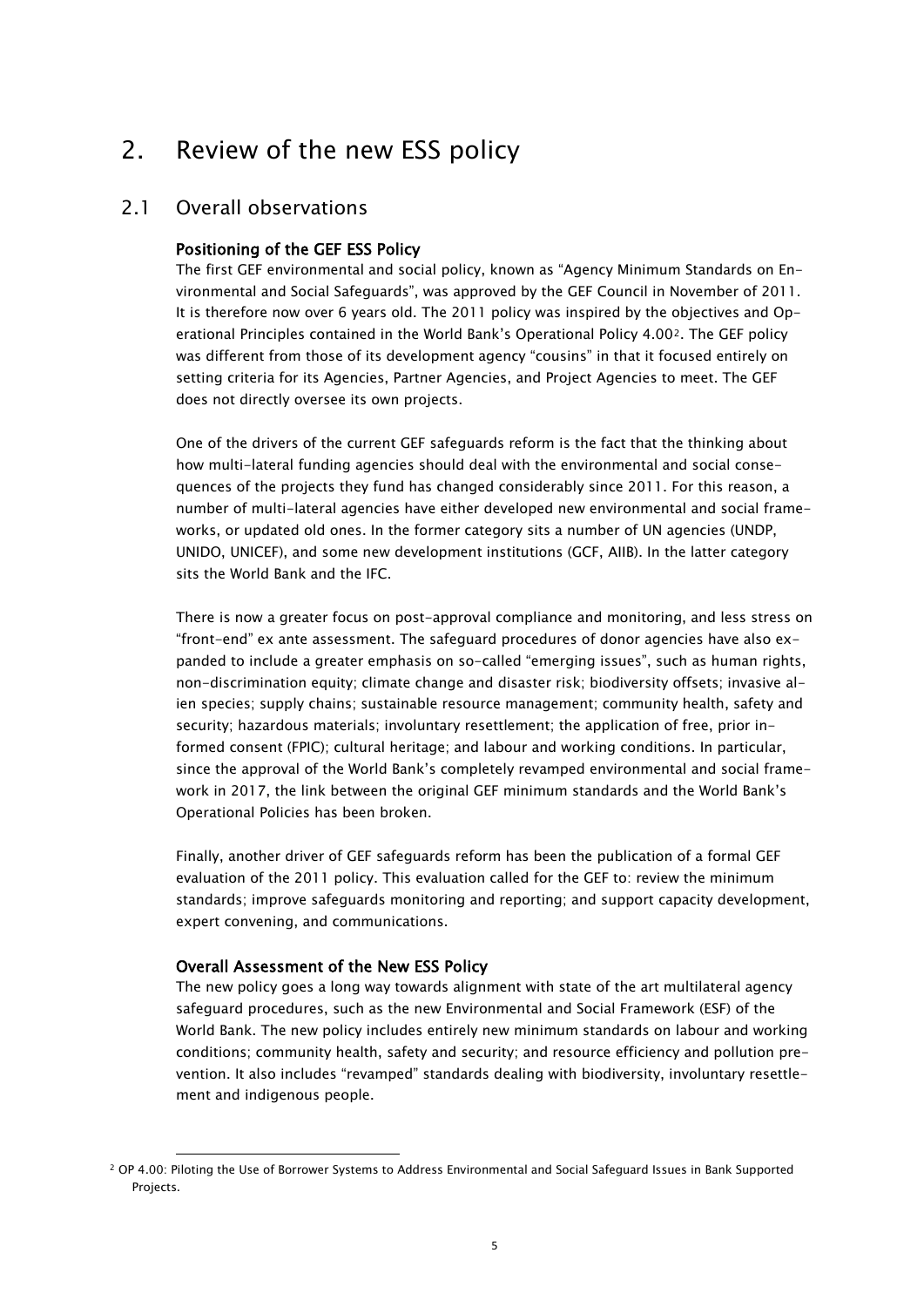# 2. Review of the new ESS policy

## 2.1 Overall observations

### Positioning of the GEF ESS Policy

The first GEF environmental and social policy, known as "Agency Minimum Standards on Environmental and Social Safeguards", was approved by the GEF Council in November of 2011. It is therefore now over 6 years old. The 2011 policy was inspired by the objectives and Operational Principles contained in the World Bank's Operational Policy 4.00[2]. The GEF policy was different from those of its development agency "cousins" in that it focused entirely on setting criteria for its Agencies, Partner Agencies, and Project Agencies to meet. The GEF does not directly oversee its own projects.

One of the drivers of the current GEF safeguards reform is the fact that the thinking about how multi-lateral funding agencies should deal with the environmental and social consequences of the projects they fund has changed considerably since 2011. For this reason, a number of multi-lateral agencies have either developed new environmental and social frameworks, or updated old ones. In the former category sits a number of UN agencies (UNDP, UNIDO, UNICEF), and some new development institutions (GCF, AIIB). In the latter category sits the World Bank and the IFC.

There is now a greater focus on post-approval compliance and monitoring, and less stress on "front-end" ex ante assessment. The safeguard procedures of donor agencies have also expanded to include a greater emphasis on so-called "emerging issues", such as human rights, non-discrimination equity; climate change and disaster risk; biodiversity offsets; invasive alien species; supply chains; sustainable resource management; community health, safety and security; hazardous materials; involuntary resettlement; the application of free, prior informed consent (FPIC); cultural heritage; and labour and working conditions. In particular, since the approval of the World Bank's completely revamped environmental and social framework in 2017, the link between the original GEF minimum standards and the World Bank's Operational Policies has been broken.

Finally, another driver of GEF safeguards reform has been the publication of a formal GEF evaluation of the 2011 policy. This evaluation called for the GEF to: review the minimum standards; improve safeguards monitoring and reporting; and support capacity development, expert convening, and communications.

### Overall Assessment of the New ESS Policy

The new policy goes a long way towards alignment with state of the art multilateral agency safeguard procedures, such as the new Environmental and Social Framework (ESF) of the World Bank. The new policy includes entirely new minimum standards on labour and working conditions; community health, safety and security; and resource efficiency and pollution prevention. It also includes "revamped" standards dealing with biodiversity, involuntary resettlement and indigenous people.

---

[2] OP 4.00: Piloting the Use of Borrower Systems to Address Environmental and Social Safeguard Issues in Bank Supported Projects.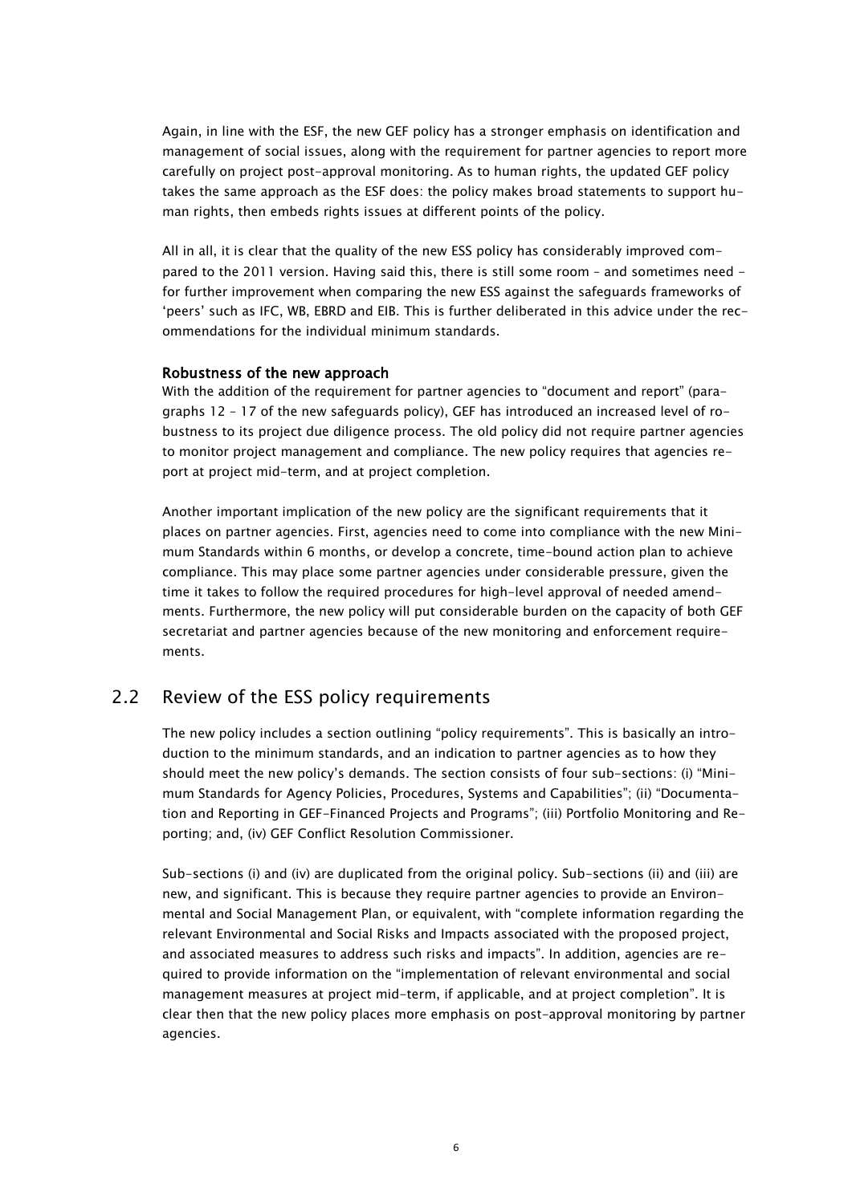Again, in line with the ESF, the new GEF policy has a stronger emphasis on identification and management of social issues, along with the requirement for partner agencies to report more carefully on project post-approval monitoring. As to human rights, the updated GEF policy takes the same approach as the ESF does: the policy makes broad statements to support human rights, then embeds rights issues at different points of the policy.

All in all, it is clear that the quality of the new ESS policy has considerably improved compared to the 2011 version. Having said this, there is still some room – and sometimes need – for further improvement when comparing the new ESS against the safeguards frameworks of 'peers' such as IFC, WB, EBRD and EIB. This is further deliberated in this advice under the recommendations for the individual minimum standards.

**Robustness of the new approach**

With the addition of the requirement for partner agencies to "document and report" (paragraphs 12 – 17 of the new safeguards policy), GEF has introduced an increased level of robustness to its project due diligence process. The old policy did not require partner agencies to monitor project management and compliance. The new policy requires that agencies report at project mid-term, and at project completion.

Another important implication of the new policy are the significant requirements that it places on partner agencies. First, agencies need to come into compliance with the new Minimum Standards within 6 months, or develop a concrete, time-bound action plan to achieve compliance. This may place some partner agencies under considerable pressure, given the time it takes to follow the required procedures for high-level approval of needed amendments. Furthermore, the new policy will put considerable burden on the capacity of both GEF secretariat and partner agencies because of the new monitoring and enforcement requirements.

## 2.2 Review of the ESS policy requirements

The new policy includes a section outlining "policy requirements". This is basically an introduction to the minimum standards, and an indication to partner agencies as to how they should meet the new policy's demands. The section consists of four sub-sections: (i) "Minimum Standards for Agency Policies, Procedures, Systems and Capabilities"; (ii) "Documentation and Reporting in GEF-Financed Projects and Programs"; (iii) Portfolio Monitoring and Reporting; and, (iv) GEF Conflict Resolution Commissioner.

Sub-sections (i) and (iv) are duplicated from the original policy. Sub-sections (ii) and (iii) are new, and significant. This is because they require partner agencies to provide an Environmental and Social Management Plan, or equivalent, with "complete information regarding the relevant Environmental and Social Risks and Impacts associated with the proposed project, and associated measures to address such risks and impacts". In addition, agencies are required to provide information on the "implementation of relevant environmental and social management measures at project mid-term, if applicable, and at project completion". It is clear then that the new policy places more emphasis on post-approval monitoring by partner agencies.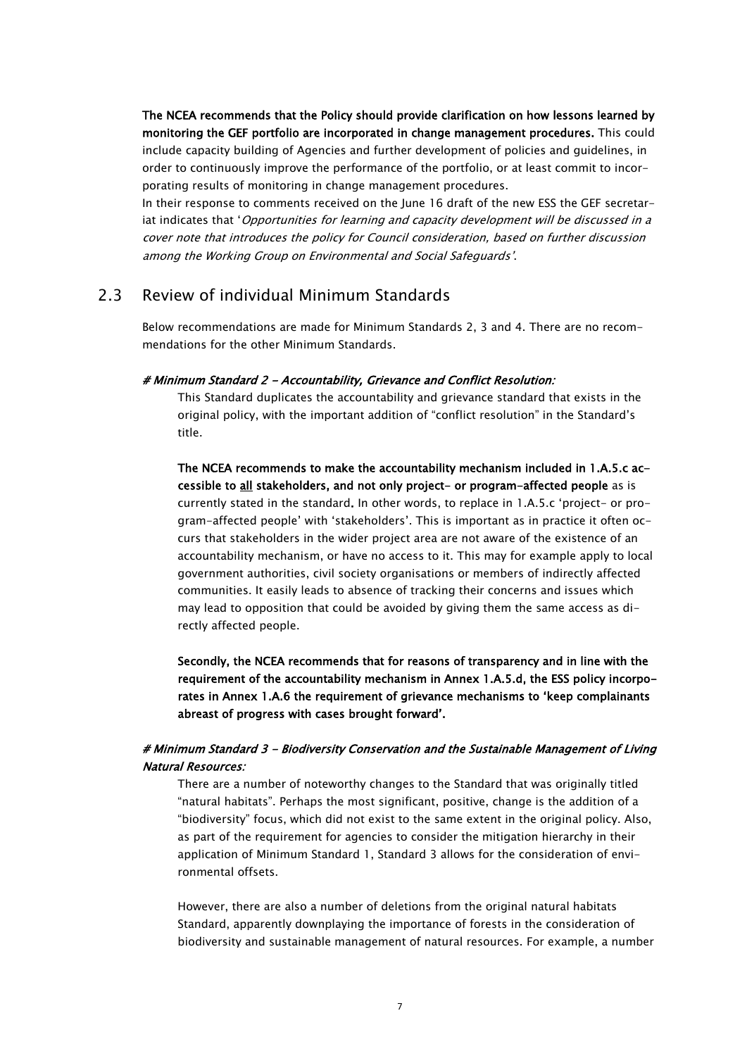**The NCEA recommends that the Policy should provide clarification on how lessons learned by monitoring the GEF portfolio are incorporated in change management procedures.** This could include capacity building of Agencies and further development of policies and guidelines, in order to continuously improve the performance of the portfolio, or at least commit to incorporating results of monitoring in change management procedures.

In their response to comments received on the June 16 draft of the new ESS the GEF secretariat indicates that '*Opportunities for learning and capacity development will be discussed in a cover note that introduces the policy for Council consideration, based on further discussion among the Working Group on Environmental and Social Safeguards'*.

## 2.3 Review of individual Minimum Standards

Below recommendations are made for Minimum Standards 2, 3 and 4. There are no recommendations for the other Minimum Standards.

***# Minimum Standard 2 - Accountability, Grievance and Conflict Resolution:***

This Standard duplicates the accountability and grievance standard that exists in the original policy, with the important addition of "conflict resolution" in the Standard's title.

**The NCEA recommends to make the accountability mechanism included in 1.A.5.c accessible to <u>all</u> stakeholders, and not only project- or program-affected people** as is currently stated in the standard**.** In other words, to replace in 1.A.5.c 'project- or program-affected people' with 'stakeholders'. This is important as in practice it often occurs that stakeholders in the wider project area are not aware of the existence of an accountability mechanism, or have no access to it. This may for example apply to local government authorities, civil society organisations or members of indirectly affected communities. It easily leads to absence of tracking their concerns and issues which may lead to opposition that could be avoided by giving them the same access as directly affected people.

**Secondly, the NCEA recommends that for reasons of transparency and in line with the requirement of the accountability mechanism in Annex 1.A.5.d, the ESS policy incorporates in Annex 1.A.6 the requirement of grievance mechanisms to 'keep complainants abreast of progress with cases brought forward'.**

***# Minimum Standard 3 - Biodiversity Conservation and the Sustainable Management of Living Natural Resources:***

There are a number of noteworthy changes to the Standard that was originally titled "natural habitats". Perhaps the most significant, positive, change is the addition of a "biodiversity" focus, which did not exist to the same extent in the original policy. Also, as part of the requirement for agencies to consider the mitigation hierarchy in their application of Minimum Standard 1, Standard 3 allows for the consideration of environmental offsets.

However, there are also a number of deletions from the original natural habitats Standard, apparently downplaying the importance of forests in the consideration of biodiversity and sustainable management of natural resources. For example, a number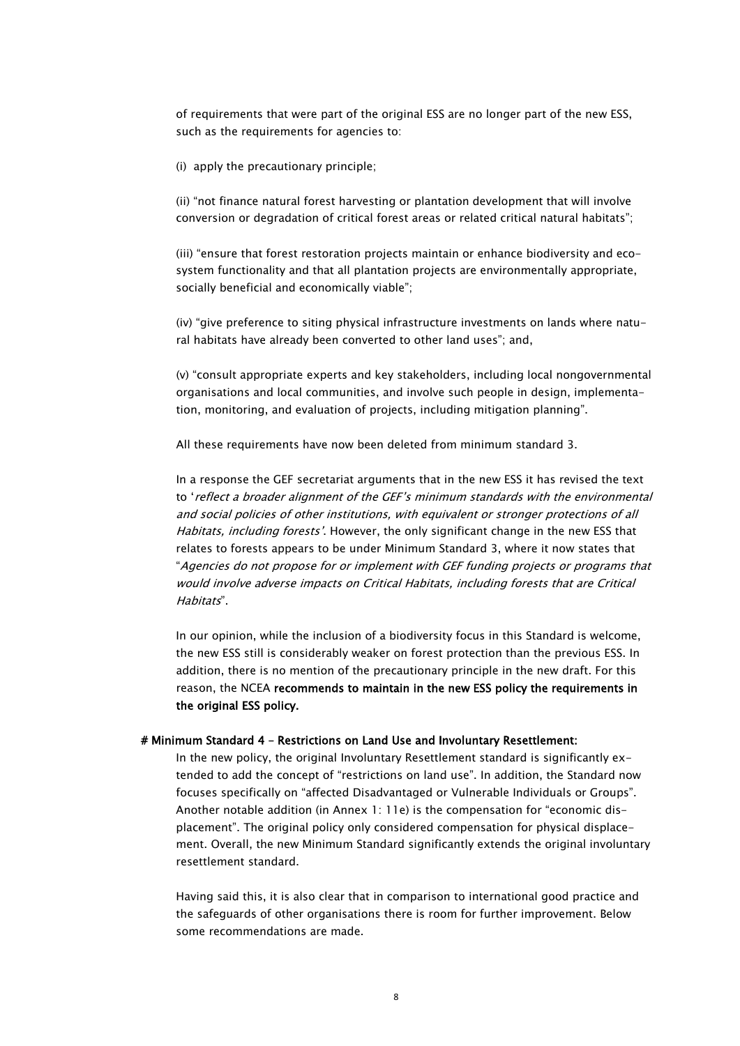of requirements that were part of the original ESS are no longer part of the new ESS, such as the requirements for agencies to:

(i) apply the precautionary principle;

(ii) "not finance natural forest harvesting or plantation development that will involve conversion or degradation of critical forest areas or related critical natural habitats";

(iii) "ensure that forest restoration projects maintain or enhance biodiversity and ecosystem functionality and that all plantation projects are environmentally appropriate, socially beneficial and economically viable";

(iv) "give preference to siting physical infrastructure investments on lands where natural habitats have already been converted to other land uses"; and,

(v) "consult appropriate experts and key stakeholders, including local nongovernmental organisations and local communities, and involve such people in design, implementation, monitoring, and evaluation of projects, including mitigation planning".

All these requirements have now been deleted from minimum standard 3.

In a response the GEF secretariat arguments that in the new ESS it has revised the text to '*reflect a broader alignment of the GEF's minimum standards with the environmental and social policies of other institutions, with equivalent or stronger protections of all Habitats, including forests'*. However, the only significant change in the new ESS that relates to forests appears to be under Minimum Standard 3, where it now states that "*Agencies do not propose for or implement with GEF funding projects or programs that would involve adverse impacts on Critical Habitats, including forests that are Critical Habitats*".

In our opinion, while the inclusion of a biodiversity focus in this Standard is welcome, the new ESS still is considerably weaker on forest protection than the previous ESS. In addition, there is no mention of the precautionary principle in the new draft. For this reason, the NCEA **recommends to maintain in the new ESS policy the requirements in the original ESS policy.**

**# Minimum Standard 4 - Restrictions on Land Use and Involuntary Resettlement:**

In the new policy, the original Involuntary Resettlement standard is significantly extended to add the concept of "restrictions on land use". In addition, the Standard now focuses specifically on "affected Disadvantaged or Vulnerable Individuals or Groups". Another notable addition (in Annex 1: 11e) is the compensation for "economic displacement". The original policy only considered compensation for physical displacement. Overall, the new Minimum Standard significantly extends the original involuntary resettlement standard.

Having said this, it is also clear that in comparison to international good practice and the safeguards of other organisations there is room for further improvement. Below some recommendations are made.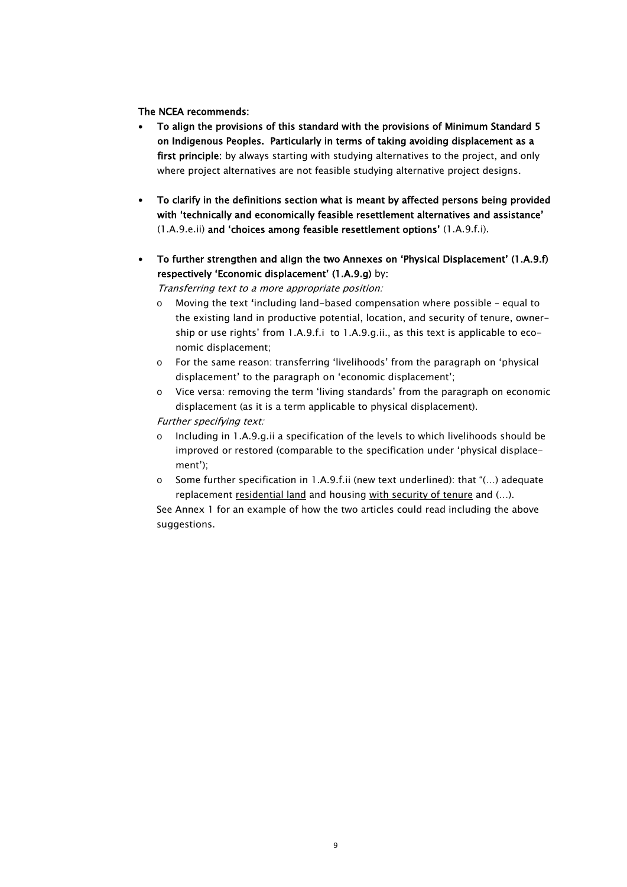**The NCEA recommends:**

- **To align the provisions of this standard with the provisions of Minimum Standard 5 on Indigenous Peoples. Particularly in terms of taking avoiding displacement as a first principle:** by always starting with studying alternatives to the project, and only where project alternatives are not feasible studying alternative project designs.

- **To clarify in the definitions section what is meant by affected persons being provided with 'technically and economically feasible resettlement alternatives and assistance'** (1.A.9.e.ii) **and 'choices among feasible resettlement options'** (1.A.9.f.i).

- **To further strengthen and align the two Annexes on 'Physical Displacement' (1.A.9.f) respectively 'Economic displacement' (1.A.9.g)** by:

  *Transferring text to a more appropriate position:*
  - Moving the text 'including land-based compensation where possible – equal to the existing land in productive potential, location, and security of tenure, ownership or use rights' from 1.A.9.f.i to 1.A.9.g.ii., as this text is applicable to economic displacement;
  - For the same reason: transferring 'livelihoods' from the paragraph on 'physical displacement' to the paragraph on 'economic displacement';
  - Vice versa: removing the term 'living standards' from the paragraph on economic displacement (as it is a term applicable to physical displacement).

  *Further specifying text:*
  - Including in 1.A.9.g.ii a specification of the levels to which livelihoods should be improved or restored (comparable to the specification under 'physical displacement');
  - Some further specification in 1.A.9.f.ii (new text underlined): that "(…) adequate replacement <u>residential land</u> and housing <u>with security of tenure</u> and (…).

  See Annex 1 for an example of how the two articles could read including the above suggestions.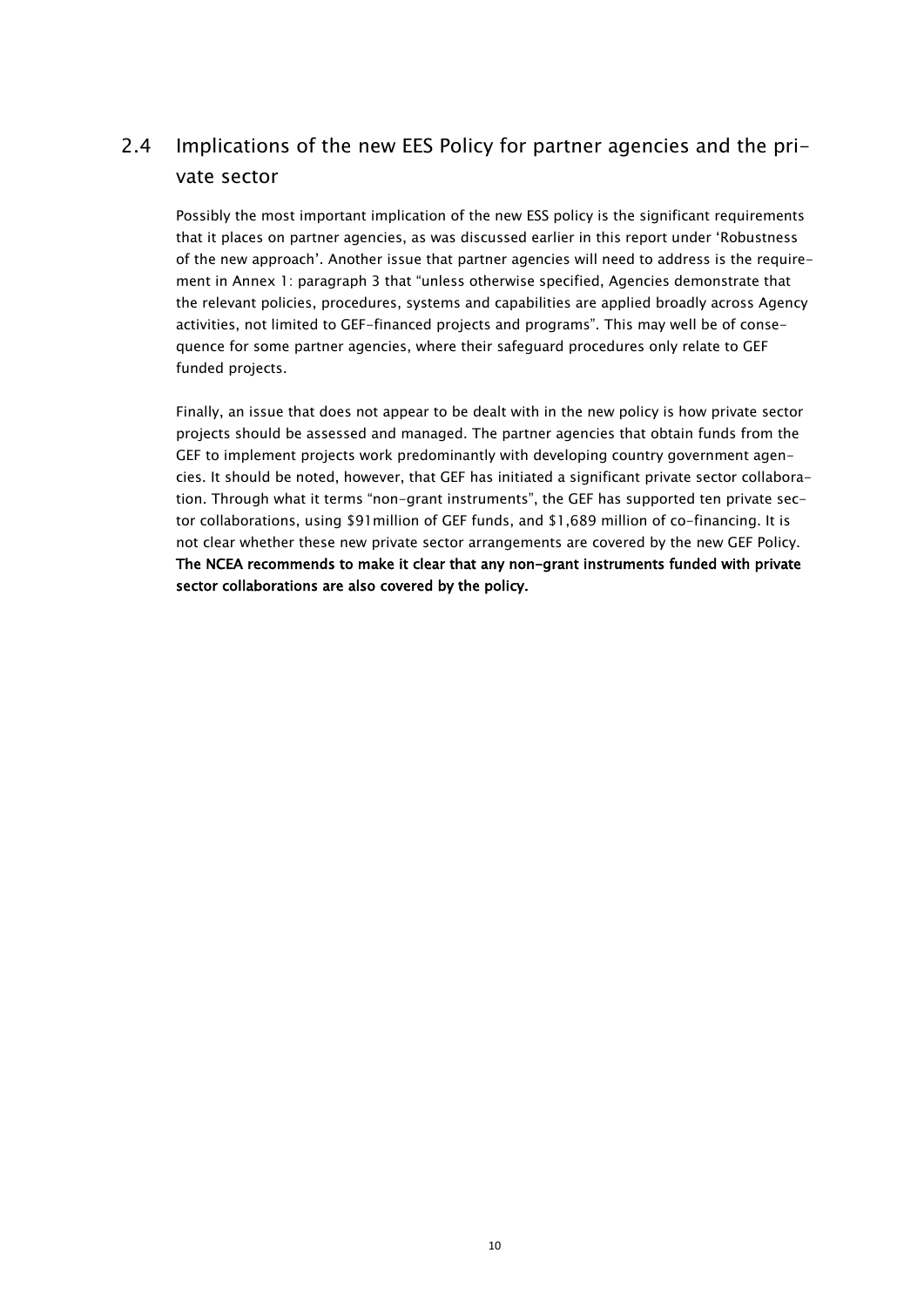## 2.4 Implications of the new EES Policy for partner agencies and the private sector

Possibly the most important implication of the new ESS policy is the significant requirements that it places on partner agencies, as was discussed earlier in this report under 'Robustness of the new approach'. Another issue that partner agencies will need to address is the requirement in Annex 1: paragraph 3 that "unless otherwise specified, Agencies demonstrate that the relevant policies, procedures, systems and capabilities are applied broadly across Agency activities, not limited to GEF-financed projects and programs". This may well be of consequence for some partner agencies, where their safeguard procedures only relate to GEF funded projects.

Finally, an issue that does not appear to be dealt with in the new policy is how private sector projects should be assessed and managed. The partner agencies that obtain funds from the GEF to implement projects work predominantly with developing country government agencies. It should be noted, however, that GEF has initiated a significant private sector collaboration. Through what it terms "non-grant instruments", the GEF has supported ten private sector collaborations, using $91million of GEF funds, and $1,689 million of co-financing. It is not clear whether these new private sector arrangements are covered by the new GEF Policy. **The NCEA recommends to make it clear that any non-grant instruments funded with private sector collaborations are also covered by the policy.**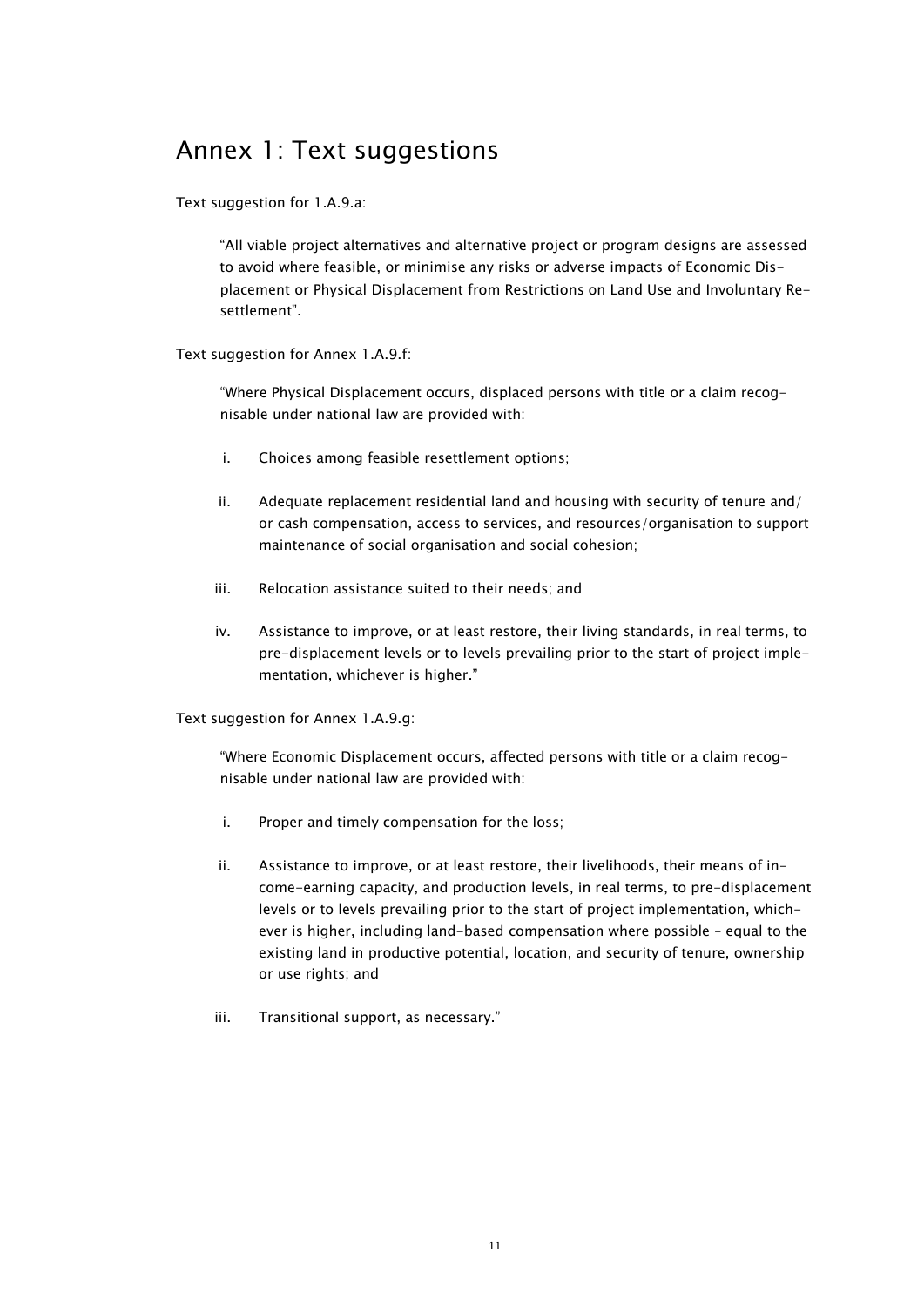# Annex 1: Text suggestions

Text suggestion for 1.A.9.a:

> "All viable project alternatives and alternative project or program designs are assessed to avoid where feasible, or minimise any risks or adverse impacts of Economic Displacement or Physical Displacement from Restrictions on Land Use and Involuntary Resettlement".

Text suggestion for Annex 1.A.9.f:

> "Where Physical Displacement occurs, displaced persons with title or a claim recognisable under national law are provided with:
>
> i. Choices among feasible resettlement options;
>
> ii. Adequate replacement residential land and housing with security of tenure and/or cash compensation, access to services, and resources/organisation to support maintenance of social organisation and social cohesion;
>
> iii. Relocation assistance suited to their needs; and
>
> iv. Assistance to improve, or at least restore, their living standards, in real terms, to pre-displacement levels or to levels prevailing prior to the start of project implementation, whichever is higher."

Text suggestion for Annex 1.A.9.g:

> "Where Economic Displacement occurs, affected persons with title or a claim recognisable under national law are provided with:
>
> i. Proper and timely compensation for the loss;
>
> ii. Assistance to improve, or at least restore, their livelihoods, their means of income-earning capacity, and production levels, in real terms, to pre-displacement levels or to levels prevailing prior to the start of project implementation, whichever is higher, including land-based compensation where possible – equal to the existing land in productive potential, location, and security of tenure, ownership or use rights; and
>
> iii. Transitional support, as necessary."